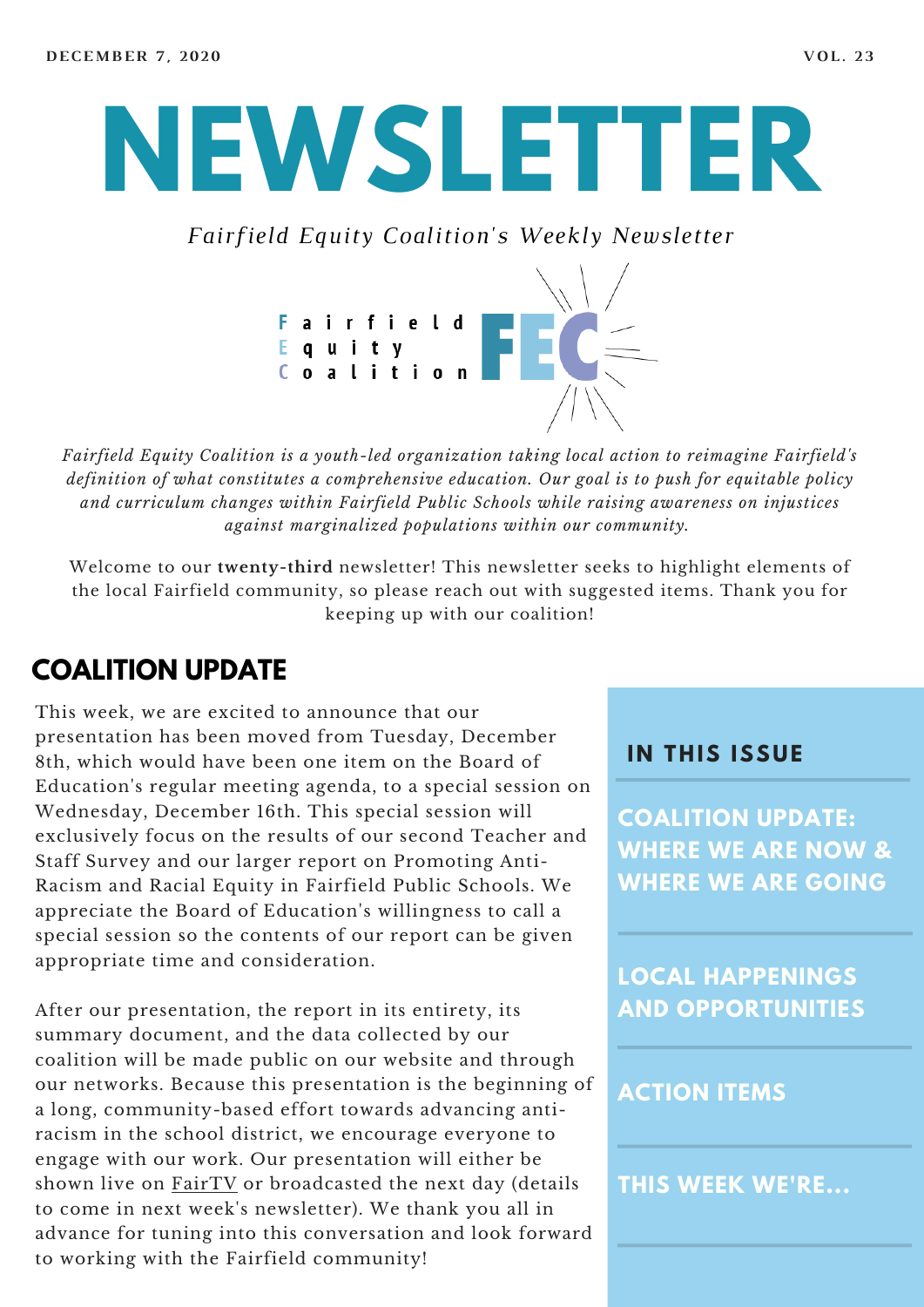DECEMBER 7, 2020 VOL. 23

# NEWSLETTER

*Fairfield Equity Coalition's Weekly Newsletter*

Fairfield Equity Coalition FEC

*Fairfield Equity Coalition is a youth-led organization taking local action to reimagine Fairfield's definition of what constitutes a comprehensive education. Our goal is to push for equitable policy and curriculum changes within Fairfield Public Schools while raising awareness on injustices against marginalized populations within our community.*

Welcome to our **twenty-third** newsletter! This newsletter seeks to highlight elements of the local Fairfield community, so please reach out with suggested items. Thank you for keeping up with our coalition!

## COALITION UPDATE

This week, we are excited to announce that our presentation has been moved from Tuesday, December 8th, which would have been one item on the Board of Education's regular meeting agenda, to a special session on Wednesday, December 16th. This special session will exclusively focus on the results of our second Teacher and Staff Survey and our larger report on Promoting Anti-Racism and Racial Equity in Fairfield Public Schools. We appreciate the Board of Education's willingness to call a special session so the contents of our report can be given appropriate time and consideration.

After our presentation, the report in its entirety, its summary document, and the data collected by our coalition will be made public on our website and through our networks. Because this presentation is the beginning of a long, community-based effort towards advancing anti-racism in the school district, we encourage everyone to engage with our work. Our presentation will either be shown live on FairTV or broadcasted the next day (details to come in next week's newsletter). We thank you all in advance for tuning into this conversation and look forward to working with the Fairfield community!

### IN THIS ISSUE

- COALITION UPDATE: WHERE WE ARE NOW & WHERE WE ARE GOING
- LOCAL HAPPENINGS AND OPPORTUNITIES
- ACTION ITEMS
- THIS WEEK WE'RE...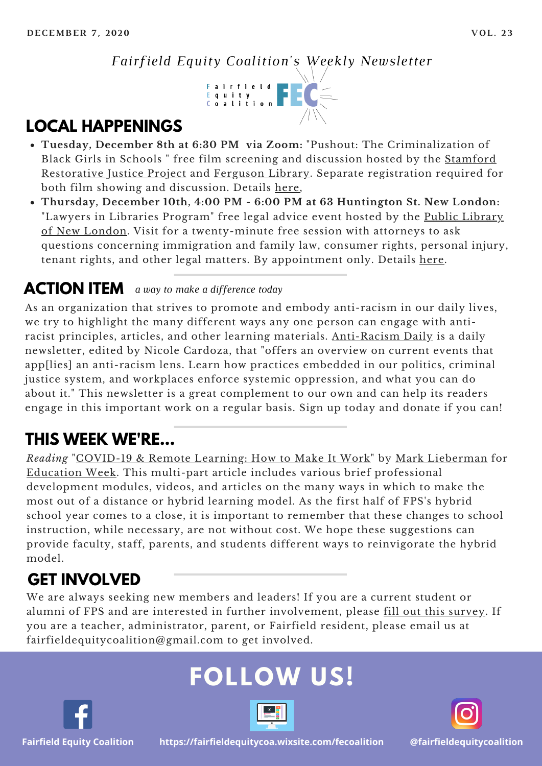DECEMBER 7, 2020 VOL. 23

*Fairfield Equity Coalition's Weekly Newsletter*

## LOCAL HAPPENINGS

- **Tuesday, December 8th at 6:30 PM via Zoom:** "Pushout: The Criminalization of Black Girls in Schools " free film screening and discussion hosted by the Stamford Restorative Justice Project and Ferguson Library. Separate registration required for both film showing and discussion. Details here,
- **Thursday, December 10th, 4:00 PM - 6:00 PM at 63 Huntington St. New London:** "Lawyers in Libraries Program" free legal advice event hosted by the Public Library of New London. Visit for a twenty-minute free session with attorneys to ask questions concerning immigration and family law, consumer rights, personal injury, tenant rights, and other legal matters. By appointment only. Details here.

## ACTION ITEM *a way to make a difference today*

As an organization that strives to promote and embody anti-racism in our daily lives, we try to highlight the many different ways any one person can engage with anti-racist principles, articles, and other learning materials. Anti-Racism Daily is a daily newsletter, edited by Nicole Cardoza, that "offers an overview on current events that app[lies] an anti-racism lens. Learn how practices embedded in our politics, criminal justice system, and workplaces enforce systemic oppression, and what you can do about it." This newsletter is a great complement to our own and can help its readers engage in this important work on a regular basis. Sign up today and donate if you can!

## THIS WEEK WE'RE...

*Reading* "COVID-19 & Remote Learning: How to Make It Work" by Mark Lieberman for Education Week. This multi-part article includes various brief professional development modules, videos, and articles on the many ways in which to make the most out of a distance or hybrid learning model. As the first half of FPS's hybrid school year comes to a close, it is important to remember that these changes to school instruction, while necessary, are not without cost. We hope these suggestions can provide faculty, staff, parents, and students different ways to reinvigorate the hybrid model.

## GET INVOLVED

We are always seeking new members and leaders! If you are a current student or alumni of FPS and are interested in further involvement, please fill out this survey. If you are a teacher, administrator, parent, or Fairfield resident, please email us at fairfieldequitycoalition@gmail.com to get involved.

## FOLLOW US!

Fairfield Equity Coalition

https://fairfieldequitycoa.wixsite.com/fecoalition

@fairfieldequitycoalition